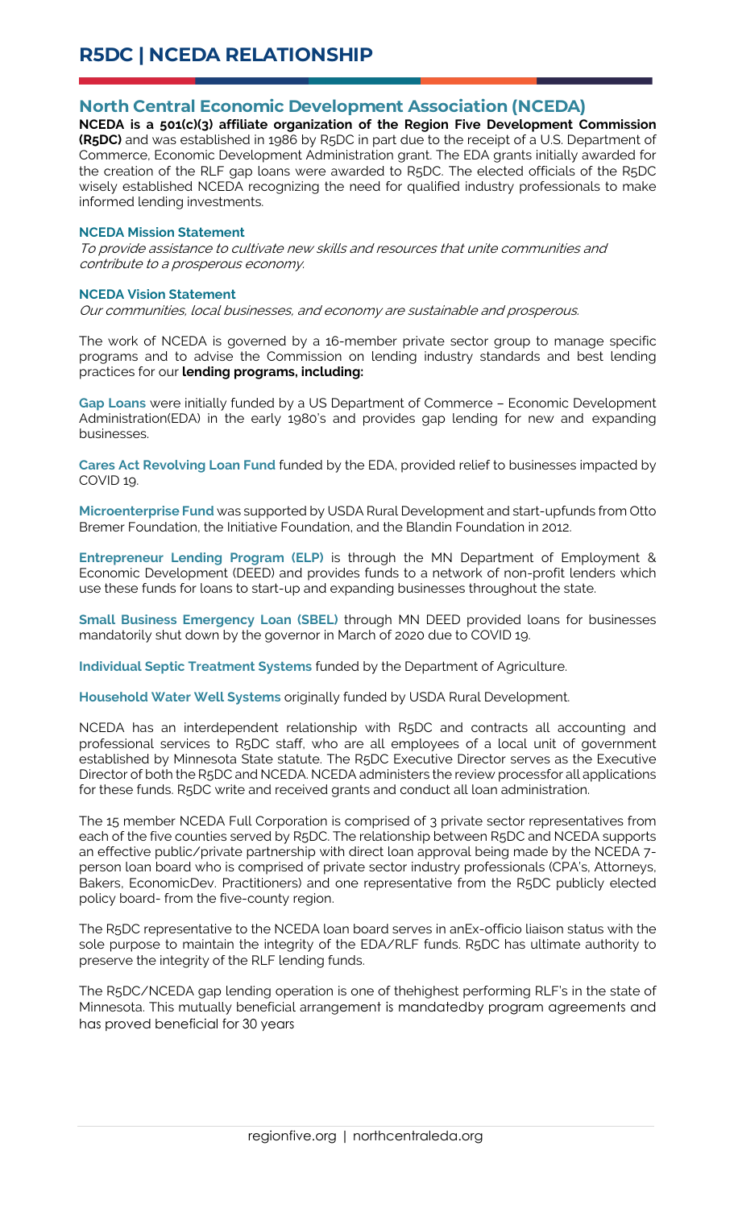# R5DC | NCEDA RELATIONSHIP

## North Central Economic Development Association (NCEDA)

**NCEDA is a 501(c)(3) affiliate organization of the Region Five Development Commission (R5DC)** and was established in 1986 by R5DC in part due to the receipt of a U.S. Department of Commerce, Economic Development Administration grant. The EDA grants initially awarded for the creation of the RLF gap loans were awarded to R5DC. The elected officials of the R5DC wisely established NCEDA recognizing the need for qualified industry professionals to make informed lending investments.

### NCEDA Mission Statement

*To provide assistance to cultivate new skills and resources that unite communities and contribute to a prosperous economy.*

### NCEDA Vision Statement

*Our communities, local businesses, and economy are sustainable and prosperous.*

The work of NCEDA is governed by a 16-member private sector group to manage specific programs and to advise the Commission on lending industry standards and best lending practices for our **lending programs, including:**

**Gap Loans** were initially funded by a US Department of Commerce – Economic Development Administration(EDA) in the early 1980's and provides gap lending for new and expanding businesses.

**Cares Act Revolving Loan Fund** funded by the EDA, provided relief to businesses impacted by COVID 19.

**Microenterprise Fund** was supported by USDA Rural Development and start-upfunds from Otto Bremer Foundation, the Initiative Foundation, and the Blandin Foundation in 2012.

**Entrepreneur Lending Program (ELP)** is through the MN Department of Employment & Economic Development (DEED) and provides funds to a network of non-profit lenders which use these funds for loans to start-up and expanding businesses throughout the state.

**Small Business Emergency Loan (SBEL)** through MN DEED provided loans for businesses mandatorily shut down by the governor in March of 2020 due to COVID 19.

**Individual Septic Treatment Systems** funded by the Department of Agriculture.

**Household Water Well Systems** originally funded by USDA Rural Development.

NCEDA has an interdependent relationship with R5DC and contracts all accounting and professional services to R5DC staff, who are all employees of a local unit of government established by Minnesota State statute. The R5DC Executive Director serves as the Executive Director of both the R5DC and NCEDA. NCEDA administers the review processfor all applications for these funds. R5DC write and received grants and conduct all loan administration.

The 15 member NCEDA Full Corporation is comprised of 3 private sector representatives from each of the five counties served by R5DC. The relationship between R5DC and NCEDA supports an effective public/private partnership with direct loan approval being made by the NCEDA 7-person loan board who is comprised of private sector industry professionals (CPA's, Attorneys, Bakers, EconomicDev. Practitioners) and one representative from the R5DC publicly elected policy board- from the five-county region.

The R5DC representative to the NCEDA loan board serves in anEx-officio liaison status with the sole purpose to maintain the integrity of the EDA/RLF funds. R5DC has ultimate authority to preserve the integrity of the RLF lending funds.

The R5DC/NCEDA gap lending operation is one of thehighest performing RLF's in the state of Minnesota. This mutually beneficial arrangement is mandatedby program agreements and has proved beneficial for 30 years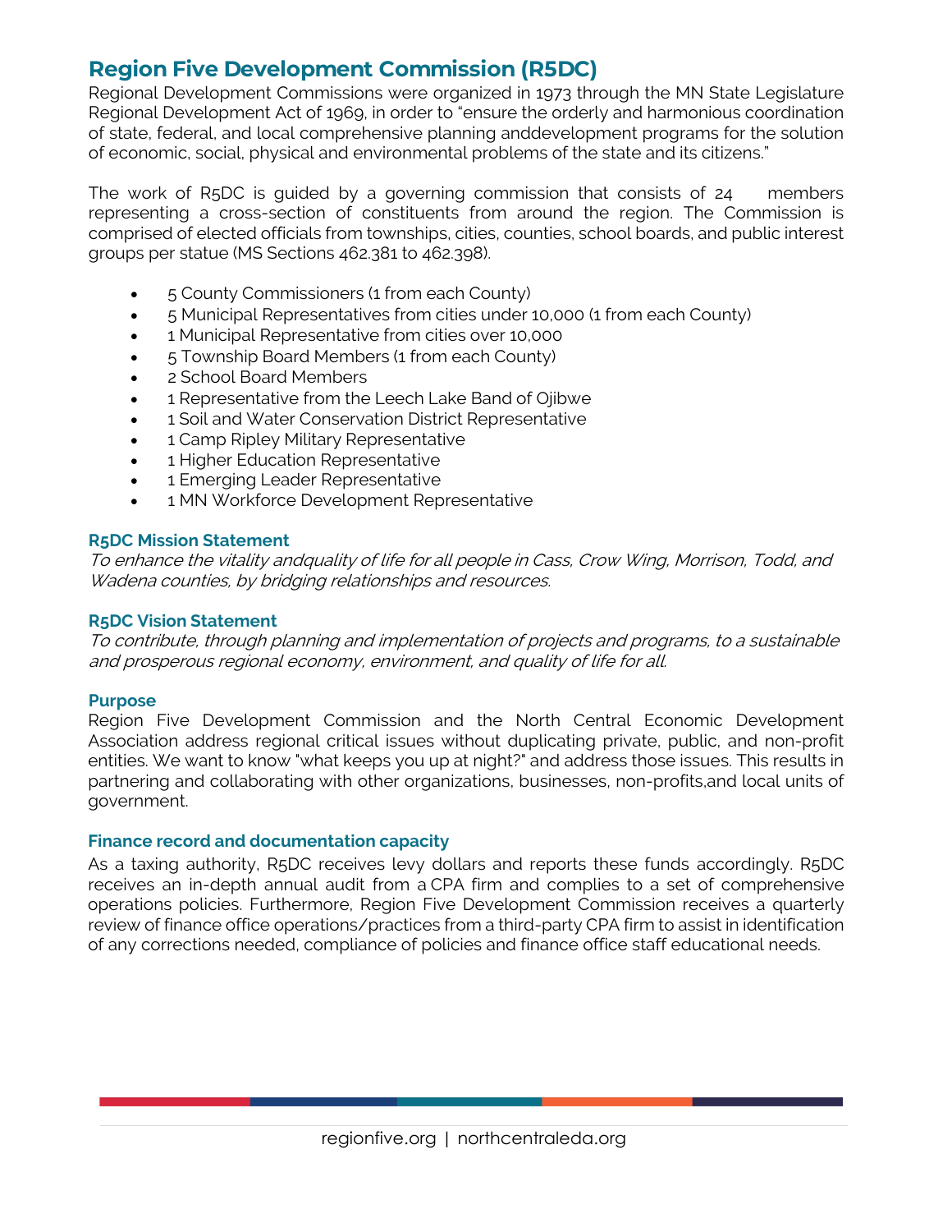# Region Five Development Commission (R5DC)

Regional Development Commissions were organized in 1973 through the MN State Legislature Regional Development Act of 1969, in order to "ensure the orderly and harmonious coordination of state, federal, and local comprehensive planning anddevelopment programs for the solution of economic, social, physical and environmental problems of the state and its citizens."

The work of R5DC is guided by a governing commission that consists of 24 members representing a cross-section of constituents from around the region. The Commission is comprised of elected officials from townships, cities, counties, school boards, and public interest groups per statue (MS Sections 462.381 to 462.398).

- 5 County Commissioners (1 from each County)
- 5 Municipal Representatives from cities under 10,000 (1 from each County)
- 1 Municipal Representative from cities over 10,000
- 5 Township Board Members (1 from each County)
- 2 School Board Members
- 1 Representative from the Leech Lake Band of Ojibwe
- 1 Soil and Water Conservation District Representative
- 1 Camp Ripley Military Representative
- 1 Higher Education Representative
- 1 Emerging Leader Representative
- 1 MN Workforce Development Representative

### R5DC Mission Statement

*To enhance the vitality andquality of life for all people in Cass, Crow Wing, Morrison, Todd, and Wadena counties, by bridging relationships and resources.*

### R5DC Vision Statement

*To contribute, through planning and implementation of projects and programs, to a sustainable and prosperous regional economy, environment, and quality of life for all.*

### Purpose

Region Five Development Commission and the North Central Economic Development Association address regional critical issues without duplicating private, public, and non-profit entities. We want to know "what keeps you up at night?" and address those issues. This results in partnering and collaborating with other organizations, businesses, non-profits,and local units of government.

### Finance record and documentation capacity

As a taxing authority, R5DC receives levy dollars and reports these funds accordingly. R5DC receives an in-depth annual audit from a CPA firm and complies to a set of comprehensive operations policies. Furthermore, Region Five Development Commission receives a quarterly review of finance office operations/practices from a third-party CPA firm to assist in identification of any corrections needed, compliance of policies and finance office staff educational needs.